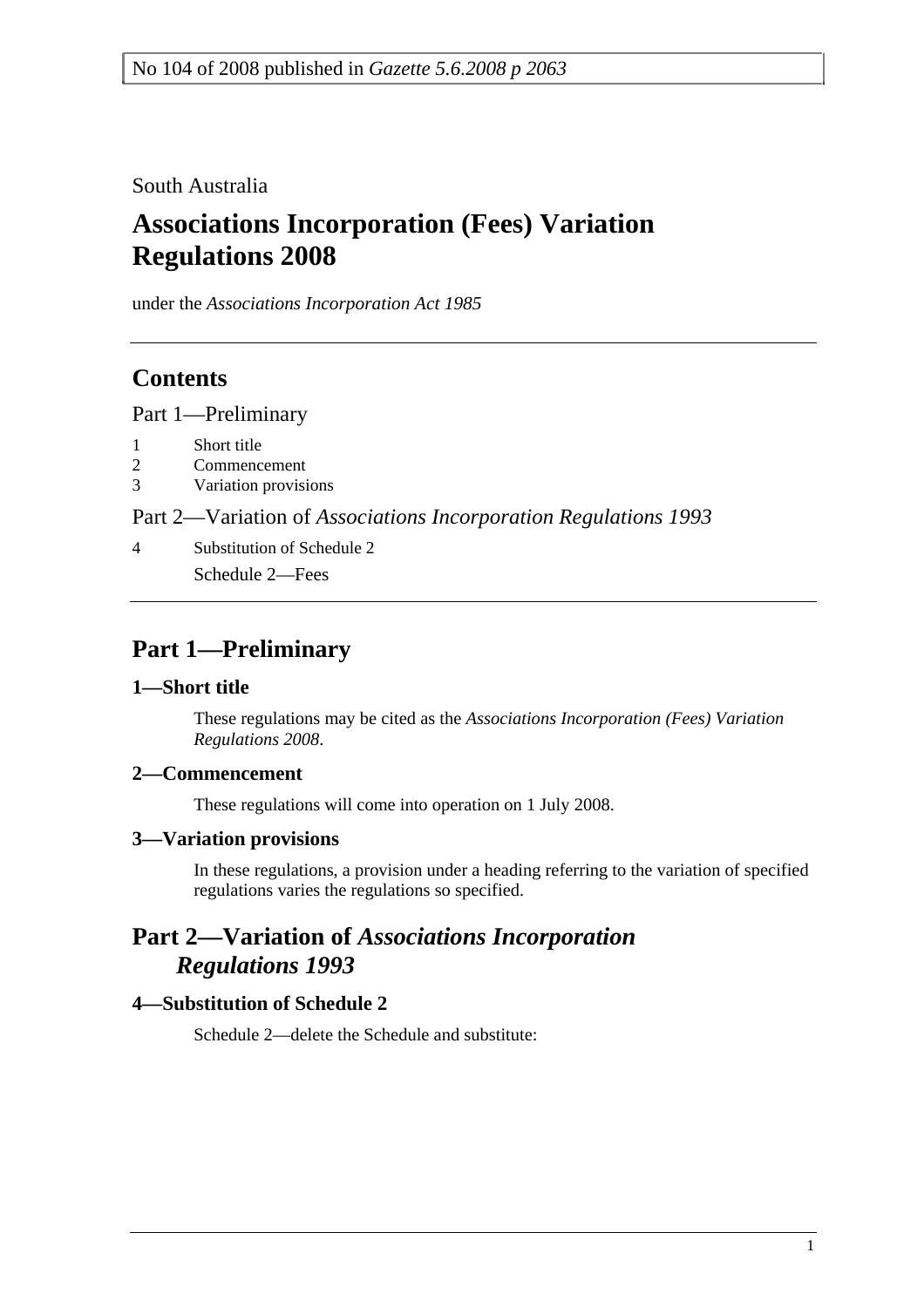No 104 of 2008 published in *Gazette 5.6.2008 p 2063*

South Australia

# Associations Incorporation (Fees) Variation Regulations 2008

under the *Associations Incorporation Act 1985*

## Contents

Part 1—Preliminary

1 Short title
2 Commencement
3 Variation provisions

Part 2—Variation of *Associations Incorporation Regulations 1993*

4 Substitution of Schedule 2
Schedule 2—Fees

## Part 1—Preliminary

### 1—Short title

These regulations may be cited as the *Associations Incorporation (Fees) Variation Regulations 2008*.

### 2—Commencement

These regulations will come into operation on 1 July 2008.

### 3—Variation provisions

In these regulations, a provision under a heading referring to the variation of specified regulations varies the regulations so specified.

## Part 2—Variation of *Associations Incorporation Regulations 1993*

### 4—Substitution of Schedule 2

Schedule 2—delete the Schedule and substitute: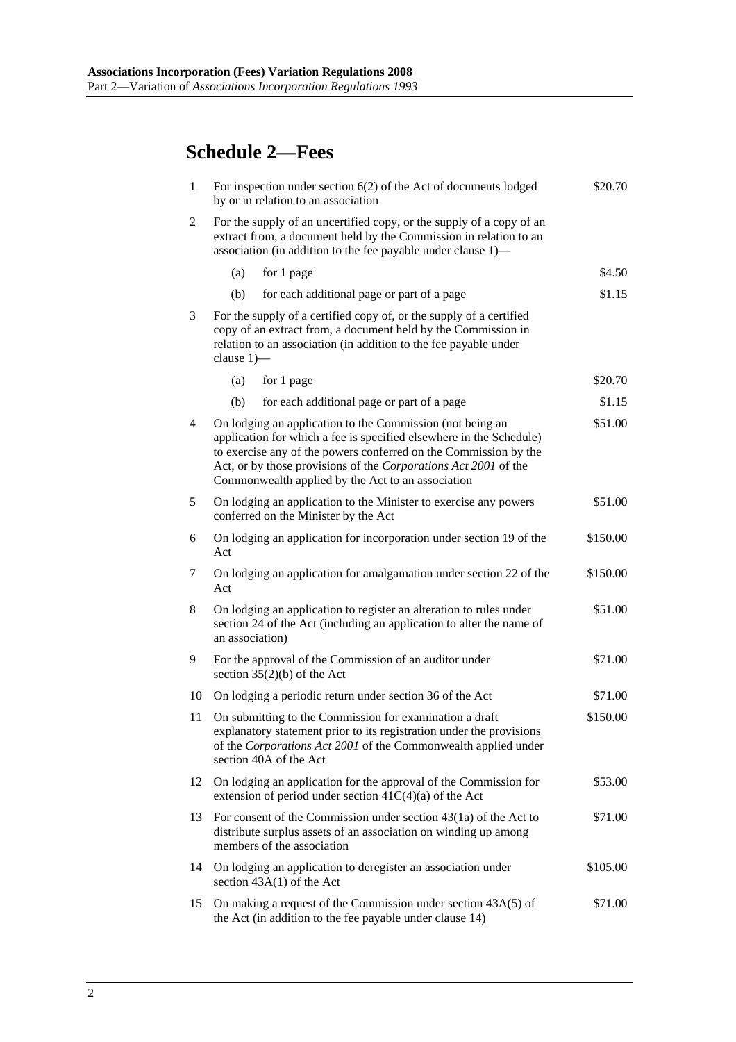## Schedule 2—Fees

| | | |
|---|---|---|
| 1 | For inspection under section 6(2) of the Act of documents lodged by or in relation to an association | $20.70 |
| 2 | For the supply of an uncertified copy, or the supply of a copy of an extract from, a document held by the Commission in relation to an association (in addition to the fee payable under clause 1)— | |
| | (a) for 1 page | $4.50 |
| | (b) for each additional page or part of a page | $1.15 |
| 3 | For the supply of a certified copy of, or the supply of a certified copy of an extract from, a document held by the Commission in relation to an association (in addition to the fee payable under clause 1)— | |
| | (a) for 1 page | $20.70 |
| | (b) for each additional page or part of a page | $1.15 |
| 4 | On lodging an application to the Commission (not being an application for which a fee is specified elsewhere in the Schedule) to exercise any of the powers conferred on the Commission by the Act, or by those provisions of the *Corporations Act 2001* of the Commonwealth applied by the Act to an association | $51.00 |
| 5 | On lodging an application to the Minister to exercise any powers conferred on the Minister by the Act | $51.00 |
| 6 | On lodging an application for incorporation under section 19 of the Act | $150.00 |
| 7 | On lodging an application for amalgamation under section 22 of the Act | $150.00 |
| 8 | On lodging an application to register an alteration to rules under section 24 of the Act (including an application to alter the name of an association) | $51.00 |
| 9 | For the approval of the Commission of an auditor under section 35(2)(b) of the Act | $71.00 |
| 10 | On lodging a periodic return under section 36 of the Act | $71.00 |
| 11 | On submitting to the Commission for examination a draft explanatory statement prior to its registration under the provisions of the *Corporations Act 2001* of the Commonwealth applied under section 40A of the Act | $150.00 |
| 12 | On lodging an application for the approval of the Commission for extension of period under section 41C(4)(a) of the Act | $53.00 |
| 13 | For consent of the Commission under section 43(1a) of the Act to distribute surplus assets of an association on winding up among members of the association | $71.00 |
| 14 | On lodging an application to deregister an association under section 43A(1) of the Act | $105.00 |
| 15 | On making a request of the Commission under section 43A(5) of the Act (in addition to the fee payable under clause 14) | $71.00 |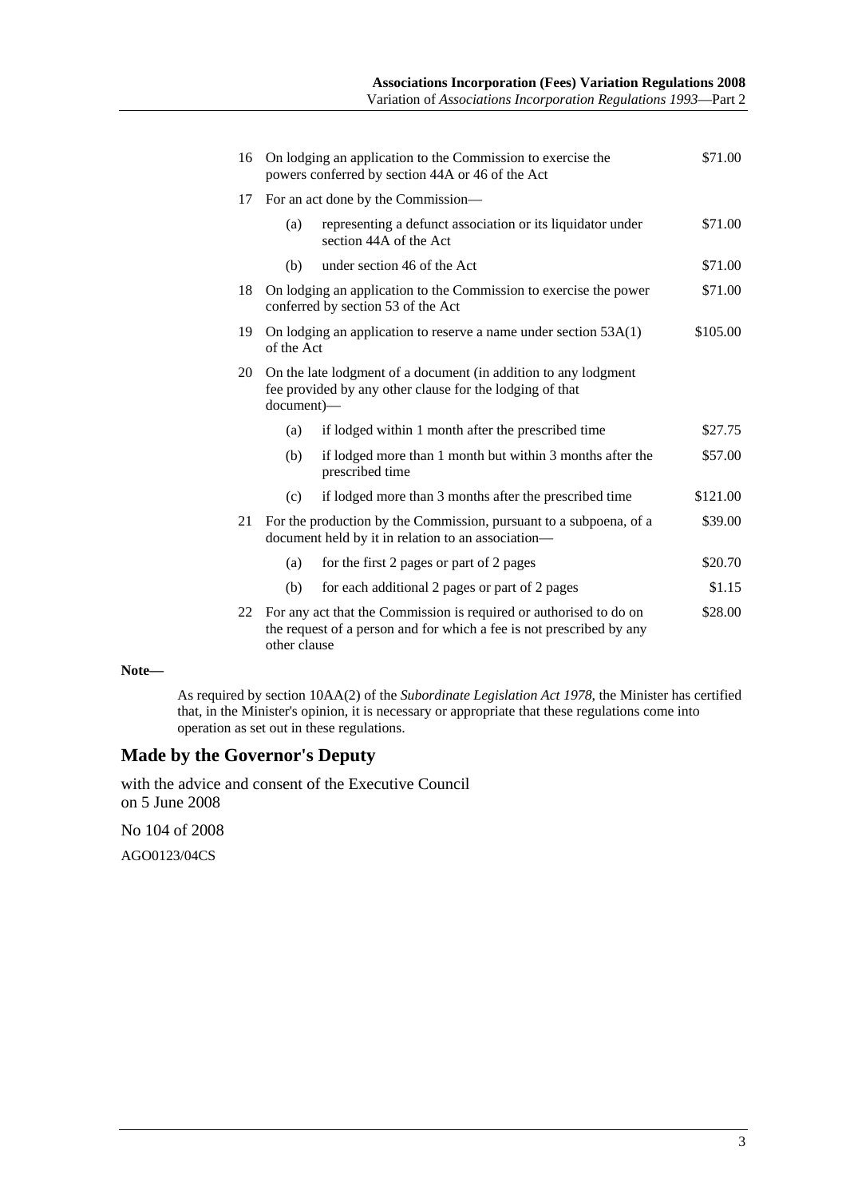| | | | |
|---|---|---|---|
| 16 | On lodging an application to the Commission to exercise the powers conferred by section 44A or 46 of the Act | | \$71.00 |
| 17 | For an act done by the Commission— | | |
| | (a) | representing a defunct association or its liquidator under section 44A of the Act | \$71.00 |
| | (b) | under section 46 of the Act | \$71.00 |
| 18 | On lodging an application to the Commission to exercise the power conferred by section 53 of the Act | | \$71.00 |
| 19 | On lodging an application to reserve a name under section 53A(1) of the Act | | \$105.00 |
| 20 | On the late lodgment of a document (in addition to any lodgment fee provided by any other clause for the lodging of that document)— | | |
| | (a) | if lodged within 1 month after the prescribed time | \$27.75 |
| | (b) | if lodged more than 1 month but within 3 months after the prescribed time | \$57.00 |
| | (c) | if lodged more than 3 months after the prescribed time | \$121.00 |
| 21 | For the production by the Commission, pursuant to a subpoena, of a document held by it in relation to an association— | | \$39.00 |
| | (a) | for the first 2 pages or part of 2 pages | \$20.70 |
| | (b) | for each additional 2 pages or part of 2 pages | \$1.15 |
| 22 | For any act that the Commission is required or authorised to do on the request of a person and for which a fee is not prescribed by any other clause | | \$28.00 |

**Note—**

As required by section 10AA(2) of the *Subordinate Legislation Act 1978*, the Minister has certified that, in the Minister's opinion, it is necessary or appropriate that these regulations come into operation as set out in these regulations.

## Made by the Governor's Deputy

with the advice and consent of the Executive Council on 5 June 2008

No 104 of 2008

AGO0123/04CS